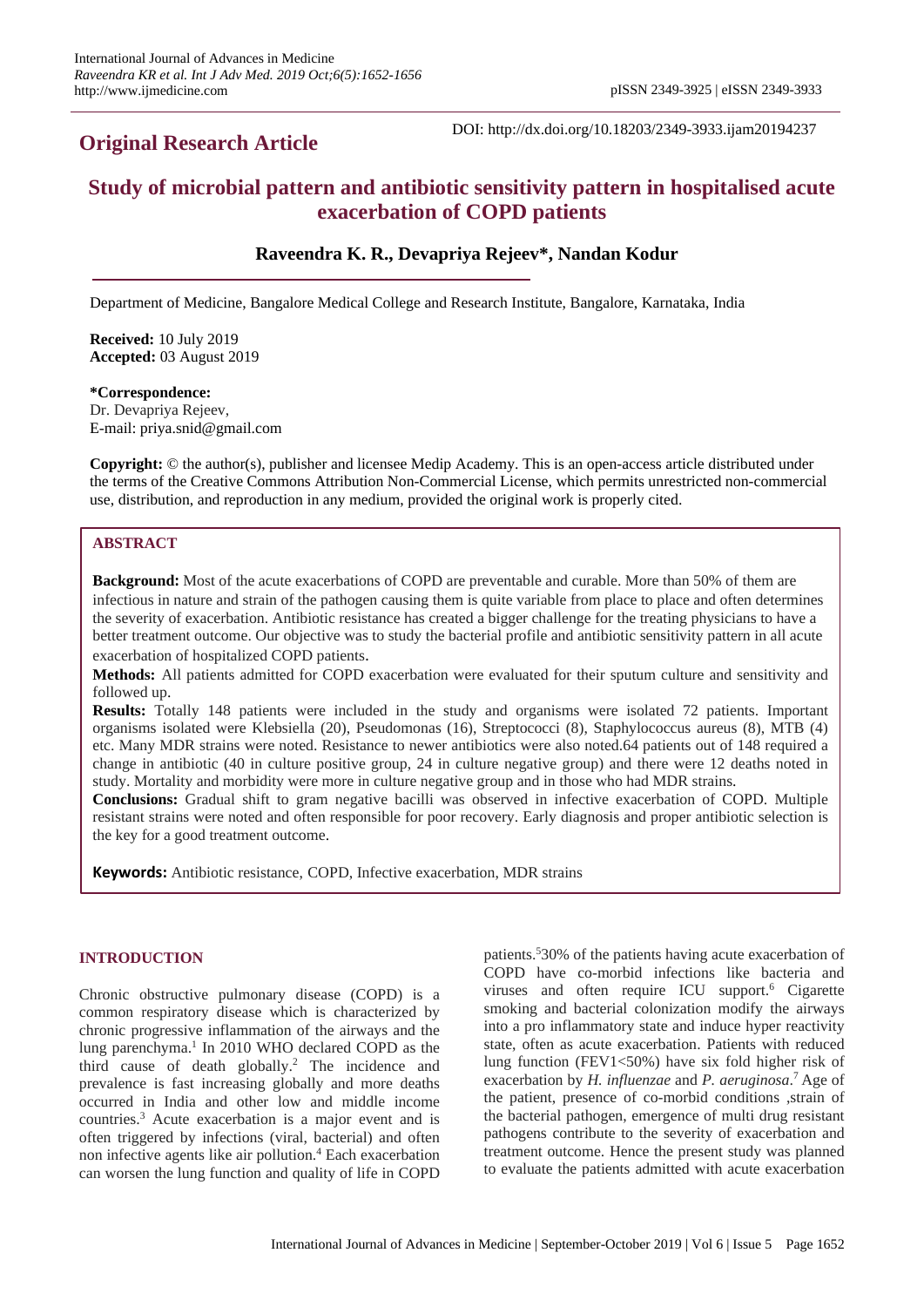International Journal of Advances in Medicine
*Raveendra KR et al. Int J Adv Med. 2019 Oct;6(5):1652-1656*
http://www.ijmedicine.com

pISSN 2349-3925 | eISSN 2349-3933

## Original Research Article

DOI: http://dx.doi.org/10.18203/2349-3933.ijam20194237

# Study of microbial pattern and antibiotic sensitivity pattern in hospitalised acute exacerbation of COPD patients

**Raveendra K. R., Devapriya Rejeev*, Nandan Kodur**

Department of Medicine, Bangalore Medical College and Research Institute, Bangalore, Karnataka, India

**Received:** 10 July 2019
**Accepted:** 03 August 2019

**\*Correspondence:**
Dr. Devapriya Rejeev,
E-mail: priya.snid@gmail.com

**Copyright:** © the author(s), publisher and licensee Medip Academy. This is an open-access article distributed under the terms of the Creative Commons Attribution Non-Commercial License, which permits unrestricted non-commercial use, distribution, and reproduction in any medium, provided the original work is properly cited.

## ABSTRACT

**Background:** Most of the acute exacerbations of COPD are preventable and curable. More than 50% of them are infectious in nature and strain of the pathogen causing them is quite variable from place to place and often determines the severity of exacerbation. Antibiotic resistance has created a bigger challenge for the treating physicians to have a better treatment outcome. Our objective was to study the bacterial profile and antibiotic sensitivity pattern in all acute exacerbation of hospitalized COPD patients.

**Methods:** All patients admitted for COPD exacerbation were evaluated for their sputum culture and sensitivity and followed up.

**Results:** Totally 148 patients were included in the study and organisms were isolated 72 patients. Important organisms isolated were Klebsiella (20), Pseudomonas (16), Streptococci (8), Staphylococcus aureus (8), MTB (4) etc. Many MDR strains were noted. Resistance to newer antibiotics were also noted.64 patients out of 148 required a change in antibiotic (40 in culture positive group, 24 in culture negative group) and there were 12 deaths noted in study. Mortality and morbidity were more in culture negative group and in those who had MDR strains.

**Conclusions:** Gradual shift to gram negative bacilli was observed in infective exacerbation of COPD. Multiple resistant strains were noted and often responsible for poor recovery. Early diagnosis and proper antibiotic selection is the key for a good treatment outcome.

**Keywords:** Antibiotic resistance, COPD, Infective exacerbation, MDR strains

## INTRODUCTION

Chronic obstructive pulmonary disease (COPD) is a common respiratory disease which is characterized by chronic progressive inflammation of the airways and the lung parenchyma.[1] In 2010 WHO declared COPD as the third cause of death globally.[2] The incidence and prevalence is fast increasing globally and more deaths occurred in India and other low and middle income countries.[3] Acute exacerbation is a major event and is often triggered by infections (viral, bacterial) and often non infective agents like air pollution.[4] Each exacerbation can worsen the lung function and quality of life in COPD patients.[5]30% of the patients having acute exacerbation of COPD have co-morbid infections like bacteria and viruses and often require ICU support.[6] Cigarette smoking and bacterial colonization modify the airways into a pro inflammatory state and induce hyper reactivity state, often as acute exacerbation. Patients with reduced lung function (FEV1<50%) have six fold higher risk of exacerbation by *H. influenzae* and *P. aeruginosa*.[7] Age of the patient, presence of co-morbid conditions ,strain of the bacterial pathogen, emergence of multi drug resistant pathogens contribute to the severity of exacerbation and treatment outcome. Hence the present study was planned to evaluate the patients admitted with acute exacerbation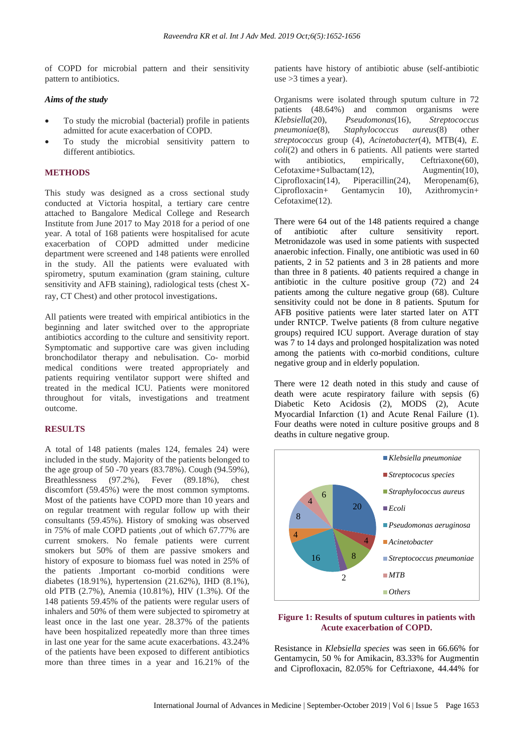of COPD for microbial pattern and their sensitivity pattern to antibiotics.

### *Aims of the study*

- To study the microbial (bacterial) profile in patients admitted for acute exacerbation of COPD.
- To study the microbial sensitivity pattern to different antibiotics.

## METHODS

This study was designed as a cross sectional study conducted at Victoria hospital, a tertiary care centre attached to Bangalore Medical College and Research Institute from June 2017 to May 2018 for a period of one year. A total of 168 patients were hospitalised for acute exacerbation of COPD admitted under medicine department were screened and 148 patients were enrolled in the study. All the patients were evaluated with spirometry, sputum examination (gram staining, culture sensitivity and AFB staining), radiological tests (chest X-ray, CT Chest) and other protocol investigations.

All patients were treated with empirical antibiotics in the beginning and later switched over to the appropriate antibiotics according to the culture and sensitivity report. Symptomatic and supportive care was given including bronchodilator therapy and nebulisation. Co- morbid medical conditions were treated appropriately and patients requiring ventilator support were shifted and treated in the medical ICU. Patients were monitored throughout for vitals, investigations and treatment outcome.

## RESULTS

A total of 148 patients (males 124, females 24) were included in the study. Majority of the patients belonged to the age group of 50 -70 years (83.78%). Cough (94.59%), Breathlessness (97.2%), Fever (89.18%), chest discomfort (59.45%) were the most common symptoms. Most of the patients have COPD more than 10 years and on regular treatment with regular follow up with their consultants (59.45%). History of smoking was observed in 75% of male COPD patients ,out of which 67.77% are current smokers. No female patients were current smokers but 50% of them are passive smokers and history of exposure to biomass fuel was noted in 25% of the patients .Important co-morbid conditions were diabetes (18.91%), hypertension (21.62%), IHD (8.1%), old PTB (2.7%), Anemia (10.81%), HIV (1.3%). Of the 148 patients 59.45% of the patients were regular users of inhalers and 50% of them were subjected to spirometry at least once in the last one year. 28.37% of the patients have been hospitalized repeatedly more than three times in last one year for the same acute exacerbations. 43.24% of the patients have been exposed to different antibiotics more than three times in a year and 16.21% of the patients have history of antibiotic abuse (self-antibiotic use >3 times a year).

Organisms were isolated through sputum culture in 72 patients (48.64%) and common organisms were *Klebsiella*(20), *Pseudomonas*(16), *Streptococcus pneumoniae*(8), *Staphylococcus aureus*(8) other *streptococcus* group (4), *Acinetobacter*(4), MTB(4), *E. coli*(2) and others in 6 patients. All patients were started with antibiotics, empirically, Ceftriaxone(60), Cefotaxime+Sulbactam(12), Augmentin(10), Ciprofloxacin(14), Piperacillin(24), Meropenam(6), Ciprofloxacin+ Gentamycin 10), Azithromycin+ Cefotaxime(12).

There were 64 out of the 148 patients required a change of antibiotic after culture sensitivity report. Metronidazole was used in some patients with suspected anaerobic infection. Finally, one antibiotic was used in 60 patients, 2 in 52 patients and 3 in 28 patients and more than three in 8 patients. 40 patients required a change in antibiotic in the culture positive group (72) and 24 patients among the culture negative group (68). Culture sensitivity could not be done in 8 patients. Sputum for AFB positive patients were later started later on ATT under RNTCP. Twelve patients (8 from culture negative groups) required ICU support. Average duration of stay was 7 to 14 days and prolonged hospitalization was noted among the patients with co-morbid conditions, culture negative group and in elderly population.

There were 12 death noted in this study and cause of death were acute respiratory failure with sepsis (6) Diabetic Keto Acidosis (2), MODS (2), Acute Myocardial Infarction (1) and Acute Renal Failure (1). Four deaths were noted in culture positive groups and 8 deaths in culture negative group.

| Organism | Count |
| --- | --- |
| *Klebsiella pneumoniae* | 20 |
| *Streptococus species* | 4 |
| *Straphylococcus aureus* | 8 |
| *Ecoli* | 2 |
| *Pseudomonas aeruginosa* | 16 |
| *Acinetobacter* | 4 |
| *Streptococcus pneumoniae* | 8 |
| *MTB* | 4 |
| *Others* | 6 |

**Figure 1: Results of sputum cultures in patients with Acute exacerbation of COPD.**

Resistance in *Klebsiella species* was seen in 66.66% for Gentamycin, 50 % for Amikacin, 83.33% for Augmentin and Ciprofloxacin, 82.05% for Ceftriaxone, 44.44% for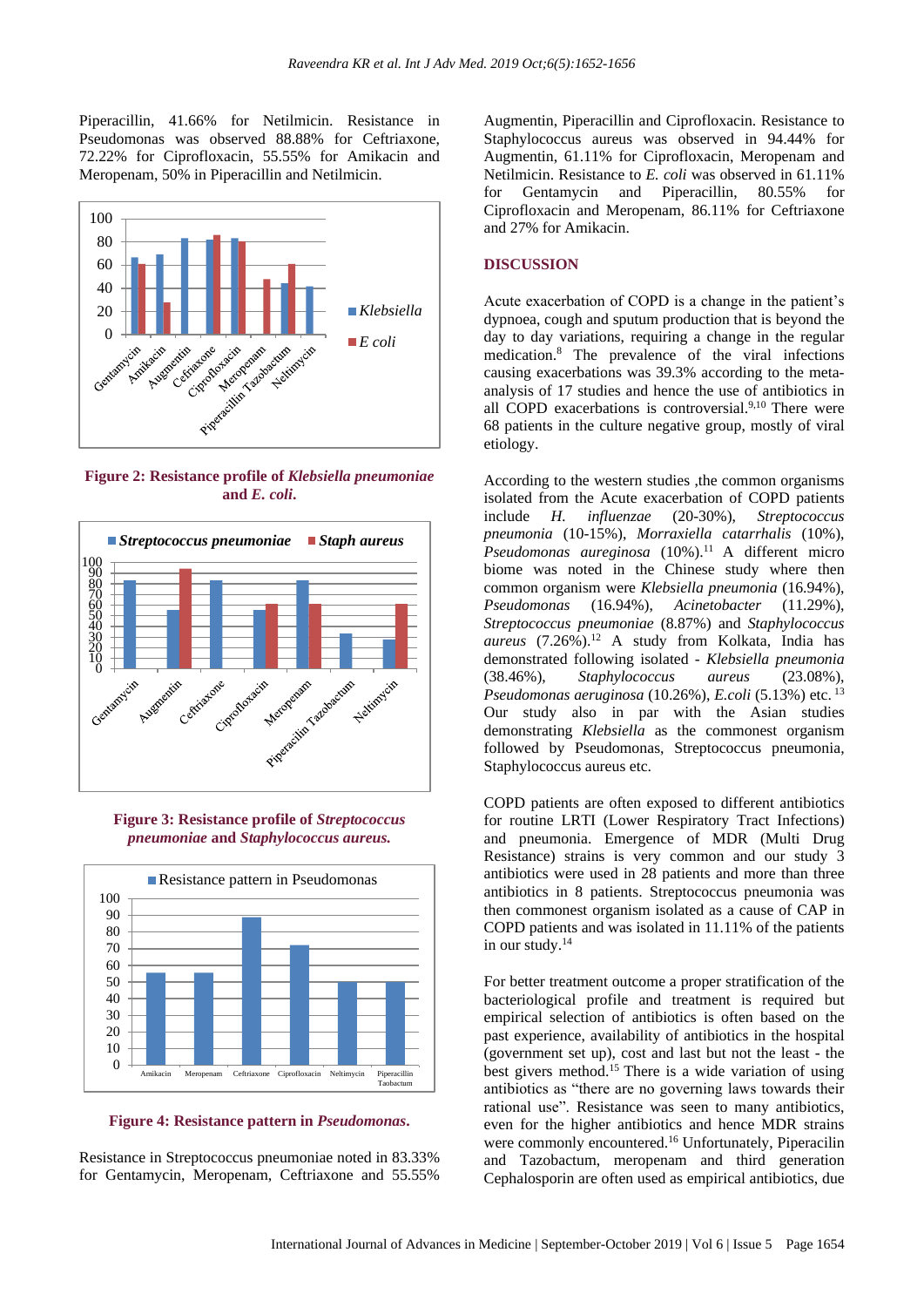Piperacillin, 41.66% for Netilmicin. Resistance in Pseudomonas was observed 88.88% for Ceftriaxone, 72.22% for Ciprofloxacin, 55.55% for Amikacin and Meropenam, 50% in Piperacillin and Netilmicin.

**Figure 2: Resistance profile of *Klebsiella pneumoniae* and *E. coli*.**

**Figure 3: Resistance profile of *Streptococcus pneumoniae* and *Staphylococcus aureus.***

**Figure 4: Resistance pattern in *Pseudomonas*.**

Resistance in Streptococcus pneumoniae noted in 83.33% for Gentamycin, Meropenam, Ceftriaxone and 55.55% Augmentin, Piperacillin and Ciprofloxacin. Resistance to Staphylococcus aureus was observed in 94.44% for Augmentin, 61.11% for Ciprofloxacin, Meropenam and Netilmicin. Resistance was observed in 61.11% for Gentamycin and Piperacillin, 80.55% for Ciprofloxacin and Meropenam, 86.11% for Ceftriaxone and 27% for Amikacin.

## DISCUSSION

Acute exacerbation of COPD is a change in the patient's dypnoea, cough and sputum production that is beyond the day to day variations, requiring a change in the regular medication.[8] The prevalence of the viral infections causing exacerbations was 39.3% according to the meta-analysis of 17 studies and hence the use of antibiotics in all COPD exacerbations is controversial.[9,10] There were 68 patients in the culture negative group, mostly of viral etiology.

According to the western studies ,the common organisms isolated from the Acute exacerbation of COPD patients include *H. influenzae* (20-30%), *Streptococcus pneumonia* (10-15%), *Morraxiella catarrhalis* (10%), *Pseudomonas aureginosa* (10%).[11] A different micro biome was noted in the Chinese study where then common organism were *Klebsiella pneumonia* (16.94%), *Pseudomonas* (16.94%), *Acinetobacter* (11.29%), *Streptococcus pneumoniae* (8.87%) and *Staphylococcus aureus* (7.26%).[12] A study from Kolkata, India has demonstrated following isolated - *Klebsiella pneumonia* (38.46%), *Staphylococcus aureus* (23.08%), *Pseudomonas aeruginosa* (10.26%), *E.coli* (5.13%) etc.[13] Our study also in par with the Asian studies demonstrating *Klebsiella* as the commonest organism followed by Pseudomonas, Streptococcus pneumonia, Staphylococcus aureus etc.

COPD patients are often exposed to different antibiotics for routine LRTI (Lower Respiratory Tract Infections) and pneumonia. Emergence of MDR (Multi Drug Resistance) strains is very common and our study 3 antibiotics were used in 28 patients and more than three antibiotics in 8 patients. Streptococcus pneumonia was then commonest organism isolated as a cause of CAP in COPD patients and was isolated in 11.11% of the patients in our study.[14]

For better treatment outcome a proper stratification of the bacteriological profile and treatment is required but empirical selection of antibiotics is often based on the past experience, availability of antibiotics in the hospital (government set up), cost and last but not the least - the best givers method.[15] There is a wide variation of using antibiotics as "there are no governing laws towards their rational use". Resistance was seen to many antibiotics, even for the higher antibiotics and hence MDR strains were commonly encountered.[16] Unfortunately, Piperacilin and Tazobactum, meropenam and third generation Cephalosporin are often used as empirical antibiotics, due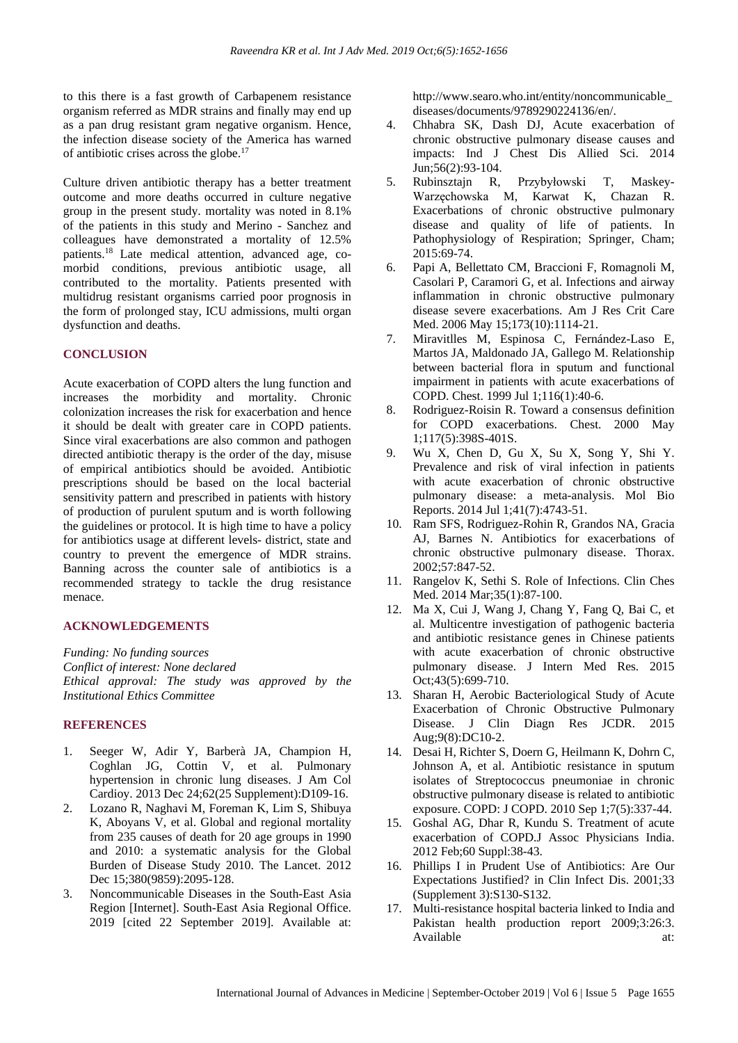to this there is a fast growth of Carbapenem resistance organism referred as MDR strains and finally may end up as a pan drug resistant gram negative organism. Hence, the infection disease society of the America has warned of antibiotic crises across the globe.[17]

Culture driven antibiotic therapy has a better treatment outcome and more deaths occurred in culture negative group in the present study. mortality was noted in 8.1% of the patients in this study and Merino - Sanchez and colleagues have demonstrated a mortality of 12.5% patients.[18] Late medical attention, advanced age, co-morbid conditions, previous antibiotic usage, all contributed to the mortality. Patients presented with multidrug resistant organisms carried poor prognosis in the form of prolonged stay, ICU admissions, multi organ dysfunction and deaths.

## CONCLUSION

Acute exacerbation of COPD alters the lung function and increases the morbidity and mortality. Chronic colonization increases the risk for exacerbation and hence it should be dealt with greater care in COPD patients. Since viral exacerbations are also common and pathogen directed antibiotic therapy is the order of the day, misuse of empirical antibiotics should be avoided. Antibiotic prescriptions should be based on the local bacterial sensitivity pattern and prescribed in patients with history of production of purulent sputum and is worth following the guidelines or protocol. It is high time to have a policy for antibiotics usage at different levels- district, state and country to prevent the emergence of MDR strains. Banning across the counter sale of antibiotics is a recommended strategy to tackle the drug resistance menace.

## ACKNOWLEDGEMENTS

*Funding: No funding sources*
*Conflict of interest: None declared*
*Ethical approval: The study was approved by the Institutional Ethics Committee*

## REFERENCES

1. Seeger W, Adir Y, Barberà JA, Champion H, Coghlan JG, Cottin V, et al. Pulmonary hypertension in chronic lung diseases. J Am Col Cardioy. 2013 Dec 24;62(25 Supplement):D109-16.
2. Lozano R, Naghavi M, Foreman K, Lim S, Shibuya K, Aboyans V, et al. Global and regional mortality from 235 causes of death for 20 age groups in 1990 and 2010: a systematic analysis for the Global Burden of Disease Study 2010. The Lancet. 2012 Dec 15;380(9859):2095-128.
3. Noncommunicable Diseases in the South-East Asia Region [Internet]. South-East Asia Regional Office. 2019 [cited 22 September 2019]. Available at: http://www.searo.who.int/entity/noncommunicable_diseases/documents/9789290224136/en/.
4. Chhabra SK, Dash DJ, Acute exacerbation of chronic obstructive pulmonary disease causes and impacts: Ind J Chest Dis Allied Sci. 2014 Jun;56(2):93-104.
5. Rubinsztajn R, Przybyłowski T, Maskey-Warzęchowska M, Karwat K, Chazan R. Exacerbations of chronic obstructive pulmonary disease and quality of life of patients. In Pathophysiology of Respiration; Springer, Cham; 2015:69-74.
6. Papi A, Bellettato CM, Braccioni F, Romagnoli M, Casolari P, Caramori G, et al. Infections and airway inflammation in chronic obstructive pulmonary disease severe exacerbations. Am J Res Crit Care Med. 2006 May 15;173(10):1114-21.
7. Miravitlles M, Espinosa C, Fernández-Laso E, Martos JA, Maldonado JA, Gallego M. Relationship between bacterial flora in sputum and functional impairment in patients with acute exacerbations of COPD. Chest. 1999 Jul 1;116(1):40-6.
8. Rodriguez-Roisin R. Toward a consensus definition for COPD exacerbations. Chest. 2000 May 1;117(5):398S-401S.
9. Wu X, Chen D, Gu X, Su X, Song Y, Shi Y. Prevalence and risk of viral infection in patients with acute exacerbation of chronic obstructive pulmonary disease: a meta-analysis. Mol Bio Reports. 2014 Jul 1;41(7):4743-51.
10. Ram SFS, Rodriguez-Rohin R, Grandos NA, Gracia AJ, Barnes N. Antibiotics for exacerbations of chronic obstructive pulmonary disease. Thorax. 2002;57:847-52.
11. Rangelov K, Sethi S. Role of Infections. Clin Ches Med. 2014 Mar;35(1):87-100.
12. Ma X, Cui J, Wang J, Chang Y, Fang Q, Bai C, et al. Multicentre investigation of pathogenic bacteria and antibiotic resistance genes in Chinese patients with acute exacerbation of chronic obstructive pulmonary disease. J Intern Med Res. 2015 Oct;43(5):699-710.
13. Sharan H, Aerobic Bacteriological Study of Acute Exacerbation of Chronic Obstructive Pulmonary Disease. J Clin Diagn Res JCDR. 2015 Aug;9(8):DC10-2.
14. Desai H, Richter S, Doern G, Heilmann K, Dohrn C, Johnson A, et al. Antibiotic resistance in sputum isolates of Streptococcus pneumoniae in chronic obstructive pulmonary disease is related to antibiotic exposure. COPD: J COPD. 2010 Sep 1;7(5):337-44.
15. Goshal AG, Dhar R, Kundu S. Treatment of acute exacerbation of COPD.J Assoc Physicians India. 2012 Feb;60 Suppl:38-43.
16. Phillips I in Prudent Use of Antibiotics: Are Our Expectations Justified? in Clin Infect Dis. 2001;33 (Supplement 3):S130-S132.
17. Multi-resistance hospital bacteria linked to India and Pakistan health production report 2009;3:26:3. Available at: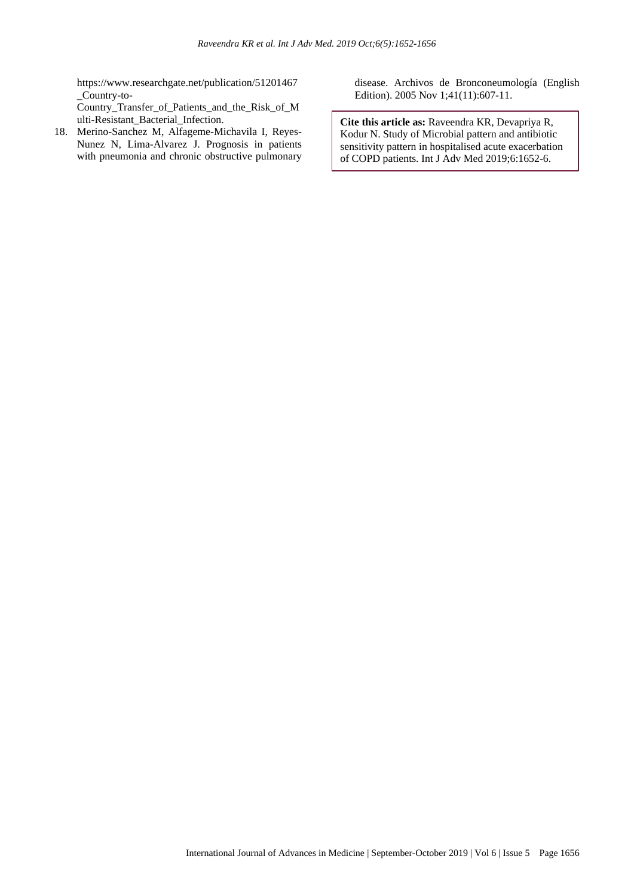https://www.researchgate.net/publication/51201467_Country-to-Country_Transfer_of_Patients_and_the_Risk_of_Multi-Resistant_Bacterial_Infection.

18. Merino-Sanchez M, Alfageme-Michavila I, Reyes-Nunez N, Lima-Alvarez J. Prognosis in patients with pneumonia and chronic obstructive pulmonary disease. Archivos de Bronconeumología (English Edition). 2005 Nov 1;41(11):607-11.

**Cite this article as:** Raveendra KR, Devapriya R, Kodur N. Study of Microbial pattern and antibiotic sensitivity pattern in hospitalised acute exacerbation of COPD patients. Int J Adv Med 2019;6:1652-6.